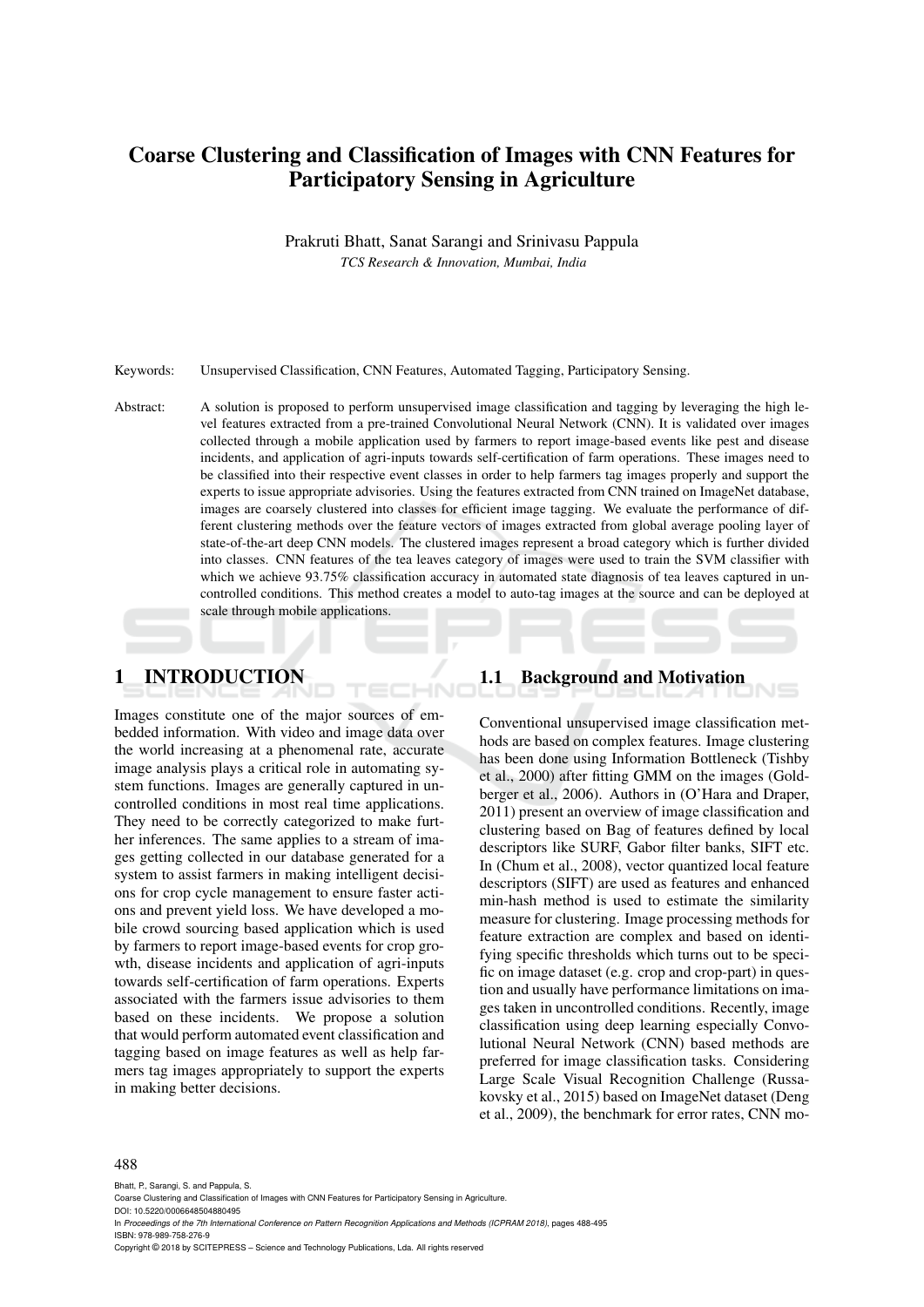# Coarse Clustering and Classification of Images with CNN Features for Participatory Sensing in Agriculture

Prakruti Bhatt, Sanat Sarangi and Srinivasu Pappula

*TCS Research & Innovation, Mumbai, India*

Keywords: Unsupervised Classification, CNN Features, Automated Tagging, Participatory Sensing.

Abstract: A solution is proposed to perform unsupervised image classification and tagging by leveraging the high level features extracted from a pre-trained Convolutional Neural Network (CNN). It is validated over images collected through a mobile application used by farmers to report image-based events like pest and disease incidents, and application of agri-inputs towards self-certification of farm operations. These images need to be classified into their respective event classes in order to help farmers tag images properly and support the experts to issue appropriate advisories. Using the features extracted from CNN trained on ImageNet database, images are coarsely clustered into classes for efficient image tagging. We evaluate the performance of different clustering methods over the feature vectors of images extracted from global average pooling layer of state-of-the-art deep CNN models. The clustered images represent a broad category which is further divided into classes. CNN features of the tea leaves category of images were used to train the SVM classifier with which we achieve 93.75% classification accuracy in automated state diagnosis of tea leaves captured in uncontrolled conditions. This method creates a model to auto-tag images at the source and can be deployed at scale through mobile applications.

## 1 INTRODUCTION

Images constitute one of the major sources of embedded information. With video and image data over the world increasing at a phenomenal rate, accurate image analysis plays a critical role in automating system functions. Images are generally captured in uncontrolled conditions in most real time applications. They need to be correctly categorized to make further inferences. The same applies to a stream of images getting collected in our database generated for a system to assist farmers in making intelligent decisions for crop cycle management to ensure faster actions and prevent yield loss. We have developed a mobile crowd sourcing based application which is used by farmers to report image-based events for crop growth, disease incidents and application of agri-inputs towards self-certification of farm operations. Experts associated with the farmers issue advisories to them based on these incidents. We propose a solution that would perform automated event classification and tagging based on image features as well as help farmers tag images appropriately to support the experts in making better decisions.

### 1.1 Background and Motivation

Conventional unsupervised image classification methods are based on complex features. Image clustering has been done using Information Bottleneck (Tishby et al., 2000) after fitting GMM on the images (Goldberger et al., 2006). Authors in (O'Hara and Draper, 2011) present an overview of image classification and clustering based on Bag of features defined by local descriptors like SURF, Gabor filter banks, SIFT etc. In (Chum et al., 2008), vector quantized local feature descriptors (SIFT) are used as features and enhanced min-hash method is used to estimate the similarity measure for clustering. Image processing methods for feature extraction are complex and based on identifying specific thresholds which turns out to be specific on image dataset (e.g. crop and crop-part) in question and usually have performance limitations on images taken in uncontrolled conditions. Recently, image classification using deep learning especially Convolutional Neural Network (CNN) based methods are preferred for image classification tasks. Considering Large Scale Visual Recognition Challenge (Russakovsky et al., 2015) based on ImageNet dataset (Deng et al., 2009), the benchmark for error rates, CNN mo-

Bhatt, P., Sarangi, S. and Pappula, S.
Coarse Clustering and Classification of Images with CNN Features for Participatory Sensing in Agriculture.
DOI: 10.5220/0006648504880495
In *Proceedings of the 7th International Conference on Pattern Recognition Applications and Methods (ICPRAM 2018)*, pages 488-495
ISBN: 978-989-758-276-9
Copyright © 2018 by SCITEPRESS – Science and Technology Publications, Lda. All rights reserved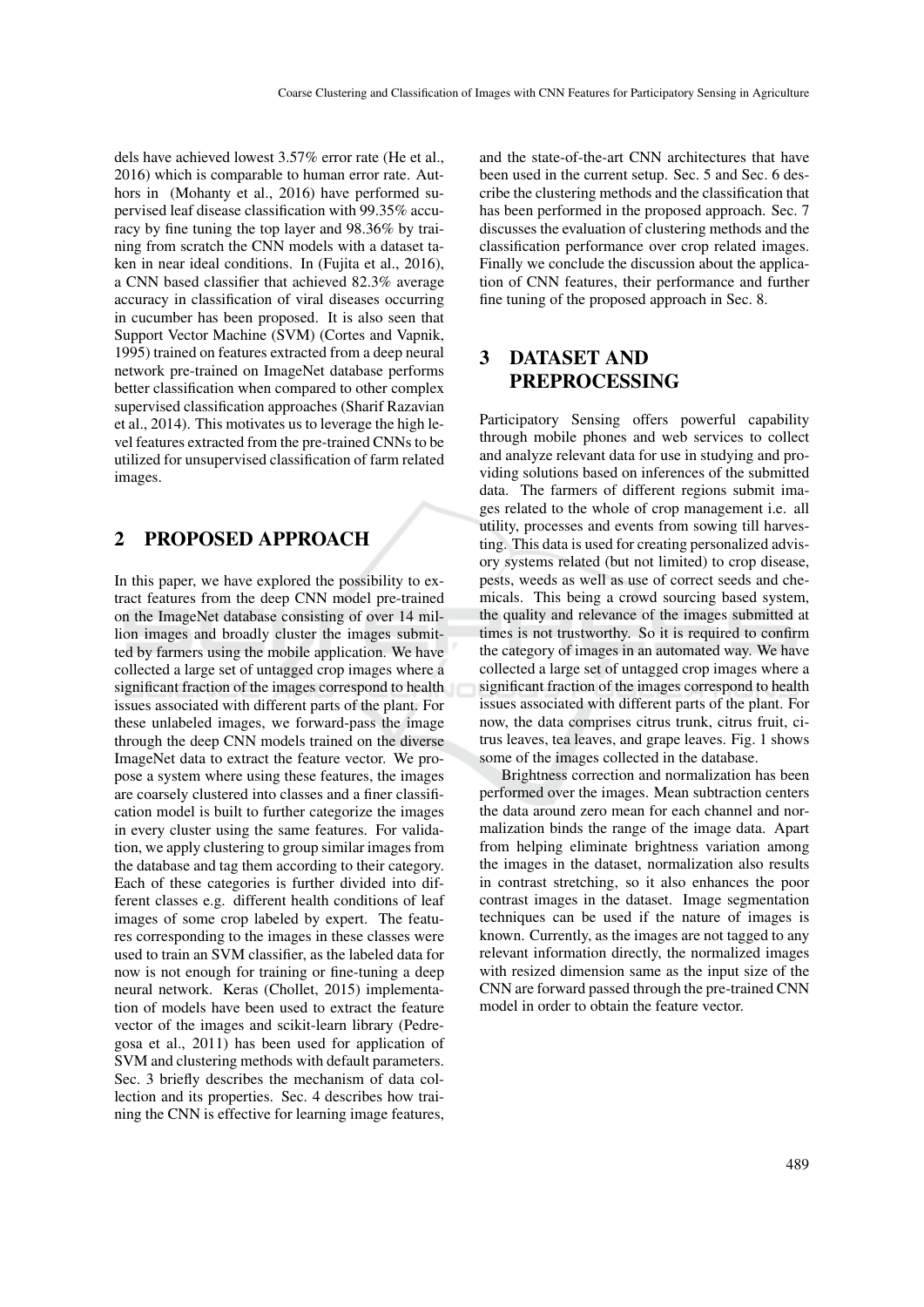dels have achieved lowest 3.57% error rate (He et al., 2016) which is comparable to human error rate. Authors in (Mohanty et al., 2016) have performed supervised leaf disease classification with 99.35% accuracy by fine tuning the top layer and 98.36% by training from scratch the CNN models with a dataset taken in near ideal conditions. In (Fujita et al., 2016), a CNN based classifier that achieved 82.3% average accuracy in classification of viral diseases occurring in cucumber has been proposed. It is also seen that Support Vector Machine (SVM) (Cortes and Vapnik, 1995) trained on features extracted from a deep neural network pre-trained on ImageNet database performs better classification when compared to other complex supervised classification approaches (Sharif Razavian et al., 2014). This motivates us to leverage the high level features extracted from the pre-trained CNNs to be utilized for unsupervised classification of farm related images.

## 2 PROPOSED APPROACH

In this paper, we have explored the possibility to extract features from the deep CNN model pre-trained on the ImageNet database consisting of over 14 million images and broadly cluster the images submitted by farmers using the mobile application. We have collected a large set of untagged crop images where a significant fraction of the images correspond to health issues associated with different parts of the plant. For these unlabeled images, we forward-pass the image through the deep CNN models trained on the diverse ImageNet data to extract the feature vector. We propose a system where using these features, the images are coarsely clustered into classes and a finer classification model is built to further categorize the images in every cluster using the same features. For validation, we apply clustering to group similar images from the database and tag them according to their category. Each of these categories is further divided into different classes e.g. different health conditions of leaf images of some crop labeled by expert. The features corresponding to the images in these classes were used to train an SVM classifier, as the labeled data for now is not enough for training or fine-tuning a deep neural network. Keras (Chollet, 2015) implementation of models have been used to extract the feature vector of the images and scikit-learn library (Pedregosa et al., 2011) has been used for application of SVM and clustering methods with default parameters. Sec. 3 briefly describes the mechanism of data collection and its properties. Sec. 4 describes how training the CNN is effective for learning image features, and the state-of-the-art CNN architectures that have been used in the current setup. Sec. 5 and Sec. 6 describe the clustering methods and the classification that has been performed in the proposed approach. Sec. 7 discusses the evaluation of clustering methods and the classification performance over crop related images. Finally we conclude the discussion about the application of CNN features, their performance and further fine tuning of the proposed approach in Sec. 8.

## 3 DATASET AND PREPROCESSING

Participatory Sensing offers powerful capability through mobile phones and web services to collect and analyze relevant data for use in studying and providing solutions based on inferences of the submitted data. The farmers of different regions submit images related to the whole of crop management i.e. all utility, processes and events from sowing till harvesting. This data is used for creating personalized advisory systems related (but not limited) to crop disease, pests, weeds as well as use of correct seeds and chemicals. This being a crowd sourcing based system, the quality and relevance of the images submitted at times is not trustworthy. So it is required to confirm the category of images in an automated way. We have collected a large set of untagged crop images where a significant fraction of the images correspond to health issues associated with different parts of the plant. For now, the data comprises citrus trunk, citrus fruit, citrus leaves, tea leaves, and grape leaves. Fig. 1 shows some of the images collected in the database.

Brightness correction and normalization has been performed over the images. Mean subtraction centers the data around zero mean for each channel and normalization binds the range of the image data. Apart from helping eliminate brightness variation among the images in the dataset, normalization also results in contrast stretching, so it also enhances the poor contrast images in the dataset. Image segmentation techniques can be used if the nature of images is known. Currently, as the images are not tagged to any relevant information directly, the normalized images with resized dimension same as the input size of the CNN are forward passed through the pre-trained CNN model in order to obtain the feature vector.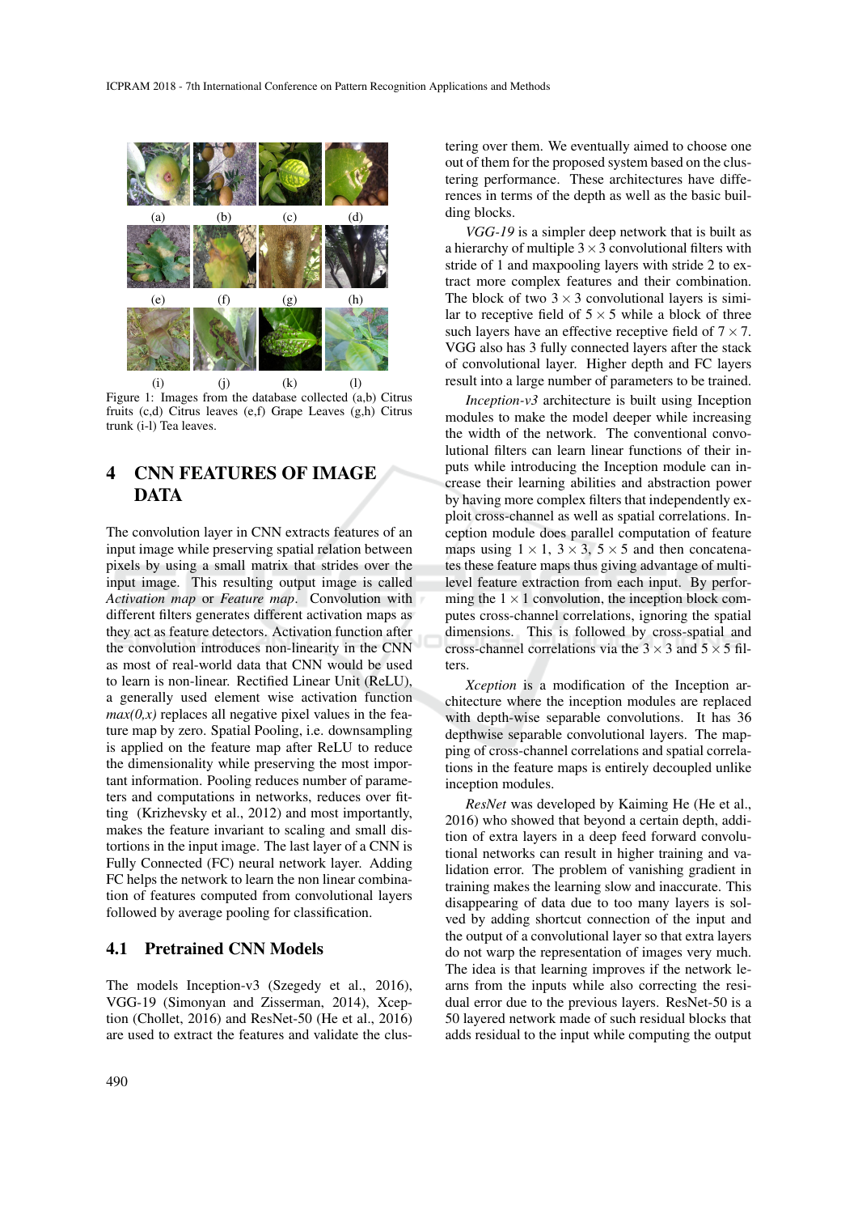Figure 1: Images from the database collected (a,b) Citrus fruits (c,d) Citrus leaves (e,f) Grape Leaves (g,h) Citrus trunk (i-l) Tea leaves.

# 4 CNN FEATURES OF IMAGE DATA

The convolution layer in CNN extracts features of an input image while preserving spatial relation between pixels by using a small matrix that strides over the input image. This resulting output image is called *Activation map* or *Feature map*. Convolution with different filters generates different activation maps as they act as feature detectors. Activation function after the convolution introduces non-linearity in the CNN as most of real-world data that CNN would be used to learn is non-linear. Rectified Linear Unit (ReLU), a generally used element wise activation function *max(0,x)* replaces all negative pixel values in the feature map by zero. Spatial Pooling, i.e. downsampling is applied on the feature map after ReLU to reduce the dimensionality while preserving the most important information. Pooling reduces number of parameters and computations in networks, reduces over fitting (Krizhevsky et al., 2012) and most importantly, makes the feature invariant to scaling and small distortions in the input image. The last layer of a CNN is Fully Connected (FC) neural network layer. Adding FC helps the network to learn the non linear combination of features computed from convolutional layers followed by average pooling for classification.

## 4.1 Pretrained CNN Models

The models Inception-v3 (Szegedy et al., 2016), VGG-19 (Simonyan and Zisserman, 2014), Xception (Chollet, 2016) and ResNet-50 (He et al., 2016) are used to extract the features and validate the clustering over them. We eventually aimed to choose one out of them for the proposed system based on the clustering performance. These architectures have differences in terms of the depth as well as the basic building blocks.

*VGG-19* is a simpler deep network that is built as a hierarchy of multiple $3 \times 3$ convolutional filters with stride of 1 and maxpooling layers with stride 2 to extract more complex features and their combination. The block of two $3 \times 3$ convolutional layers is similar to receptive field of $5 \times 5$ while a block of three such layers have an effective receptive field of $7 \times 7$. VGG also has 3 fully connected layers after the stack of convolutional layer. Higher depth and FC layers result into a large number of parameters to be trained.

*Inception-v3* architecture is built using Inception modules to make the model deeper while increasing the width of the network. The conventional convolutional filters can learn linear functions of their inputs while introducing the Inception module can increase their learning abilities and abstraction power by having more complex filters that independently exploit cross-channel as well as spatial correlations. Inception module does parallel computation of feature maps using $1 \times 1$, $3 \times 3$, $5 \times 5$ and then concatenates these feature maps thus giving advantage of multi-level feature extraction from each input. By performing the $1 \times 1$ convolution, the inception block computes cross-channel correlations, ignoring the spatial dimensions. This is followed by cross-spatial and cross-channel correlations via the $3 \times 3$ and $5 \times 5$ filters.

*Xception* is a modification of the Inception architecture where the inception modules are replaced with depth-wise separable convolutions. It has 36 depthwise separable convolutional layers. The mapping of cross-channel correlations and spatial correlations in the feature maps is entirely decoupled unlike inception modules.

*ResNet* was developed by Kaiming He (He et al., 2016) who showed that beyond a certain depth, addition of extra layers in a deep feed forward convolutional networks can result in higher training and validation error. The problem of vanishing gradient in training makes the learning slow and inaccurate. This disappearing of data due to too many layers is solved by adding shortcut connection of the input and the output of a convolutional layer so that extra layers do not warp the representation of images very much. The idea is that learning improves if the network learns from the inputs while also correcting the residual error due to the previous layers. ResNet-50 is a 50 layered network made of such residual blocks that adds residual to the input while computing the output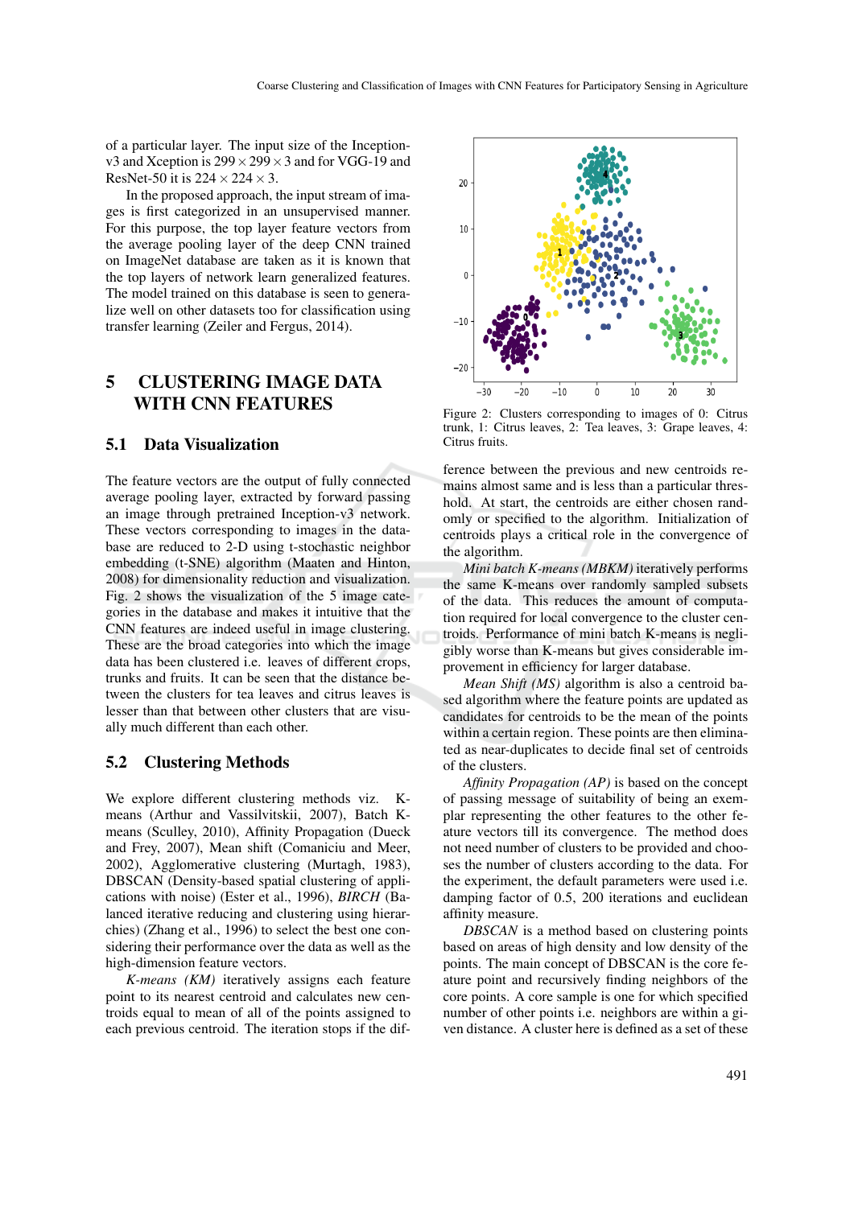of a particular layer. The input size of the Inception-v3 and Xception is $299 \times 299 \times 3$ and for VGG-19 and ResNet-50 it is $224 \times 224 \times 3$.

In the proposed approach, the input stream of images is first categorized in an unsupervised manner. For this purpose, the top layer feature vectors from the average pooling layer of the deep CNN trained on ImageNet database are taken as it is known that the top layers of network learn generalized features. The model trained on this database is seen to generalize well on other datasets too for classification using transfer learning (Zeiler and Fergus, 2014).

# 5 CLUSTERING IMAGE DATA WITH CNN FEATURES

## 5.1 Data Visualization

The feature vectors are the output of fully connected average pooling layer, extracted by forward passing an image through pretrained Inception-v3 network. These vectors corresponding to images in the database are reduced to 2-D using t-stochastic neighbor embedding (t-SNE) algorithm (Maaten and Hinton, 2008) for dimensionality reduction and visualization. Fig. 2 shows the visualization of the 5 image categories in the database and makes it intuitive that the CNN features are indeed useful in image clustering. These are the broad categories into which the image data has been clustered i.e. leaves of different crops, trunks and fruits. It can be seen that the distance between the clusters for tea leaves and citrus leaves is lesser than that between other clusters that are visually much different than each other.

Figure 2: Clusters corresponding to images of 0: Citrus trunk, 1: Citrus leaves, 2: Tea leaves, 3: Grape leaves, 4: Citrus fruits.

## 5.2 Clustering Methods

We explore different clustering methods viz. K-means (Arthur and Vassilvitskii, 2007), Batch K-means (Sculley, 2010), Affinity Propagation (Dueck and Frey, 2007), Mean shift (Comaniciu and Meer, 2002), Agglomerative clustering (Murtagh, 1983), DBSCAN (Density-based spatial clustering of applications with noise) (Ester et al., 1996), *BIRCH* (Balanced iterative reducing and clustering using hierarchies) (Zhang et al., 1996) to select the best one considering their performance over the data as well as the high-dimension feature vectors.

*K-means (KM)* iteratively assigns each feature point to its nearest centroid and calculates new centroids equal to mean of all of the points assigned to each previous centroid. The iteration stops if the difference between the previous and new centroids remains almost same and is less than a particular threshold. At start, the centroids are either chosen randomly or specified to the algorithm. Initialization of centroids plays a critical role in the convergence of the algorithm.

*Mini batch K-means (MBKM)* iteratively performs the same K-means over randomly sampled subsets of the data. This reduces the amount of computation required for local convergence to the cluster centroids. Performance of mini batch K-means is negligibly worse than K-means but gives considerable improvement in efficiency for larger database.

*Mean Shift (MS)* algorithm is also a centroid based algorithm where the feature points are updated as candidates for centroids to be the mean of the points within a certain region. These points are then eliminated as near-duplicates to decide final set of centroids of the clusters.

*Affinity Propagation (AP)* is based on the concept of passing message of suitability of being an exemplar representing the other features to the other feature vectors till its convergence. The method does not need number of clusters to be provided and chooses the number of clusters according to the data. For the experiment, the default parameters were used i.e. damping factor of 0.5, 200 iterations and euclidean affinity measure.

*DBSCAN* is a method based on clustering points based on areas of high density and low density of the points. The main concept of DBSCAN is the core feature point and recursively finding neighbors of the core points. A core sample is one for which specified number of other points i.e. neighbors are within a given distance. A cluster here is defined as a set of these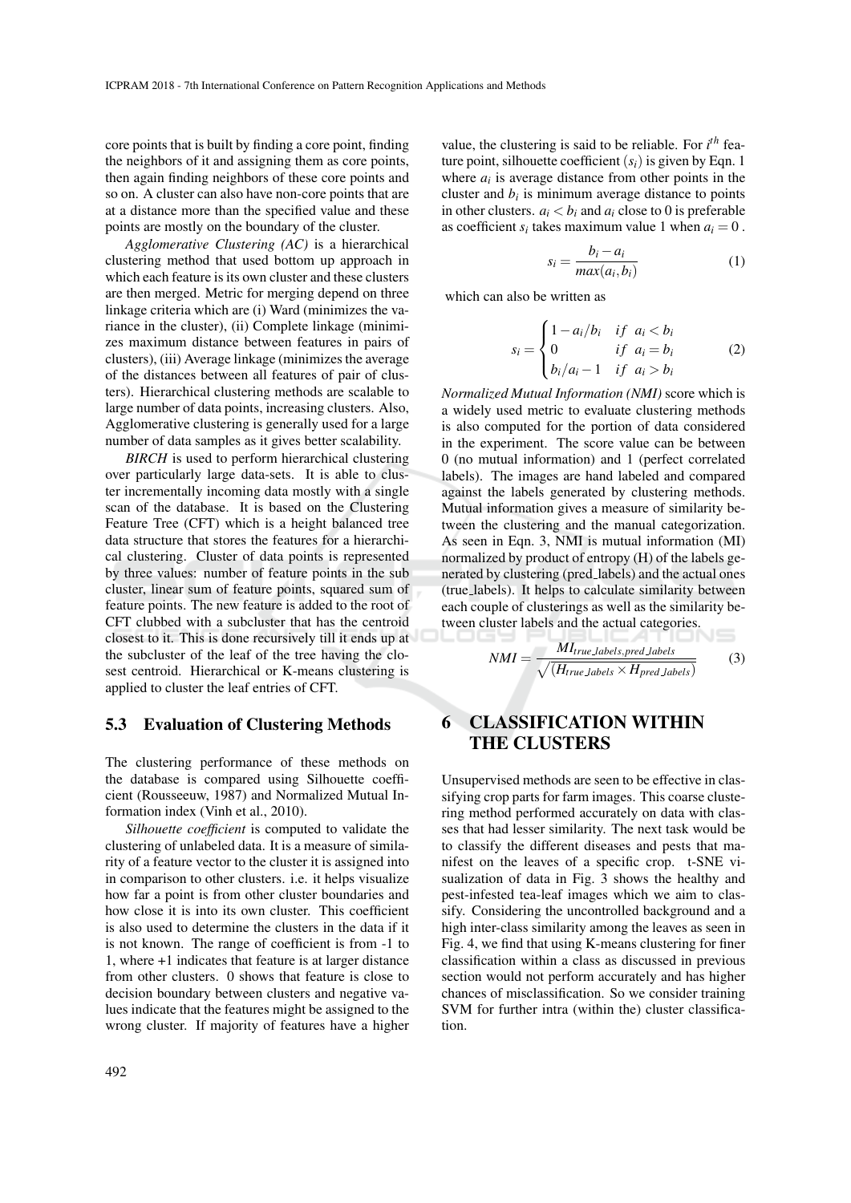core points that is built by finding a core point, finding the neighbors of it and assigning them as core points, then again finding neighbors of these core points and so on. A cluster can also have non-core points that are at a distance more than the specified value and these points are mostly on the boundary of the cluster.

*Agglomerative Clustering (AC)* is a hierarchical clustering method that used bottom up approach in which each feature is its own cluster and these clusters are then merged. Metric for merging depend on three linkage criteria which are (i) Ward (minimizes the variance in the cluster), (ii) Complete linkage (minimizes maximum distance between features in pairs of clusters), (iii) Average linkage (minimizes the average of the distances between all features of pair of clusters). Hierarchical clustering methods are scalable to large number of data points, increasing clusters. Also, Agglomerative clustering is generally used for a large number of data samples as it gives better scalability.

*BIRCH* is used to perform hierarchical clustering over particularly large data-sets. It is able to cluster incrementally incoming data mostly with a single scan of the database. It is based on the Clustering Feature Tree (CFT) which is a height balanced tree data structure that stores the features for a hierarchical clustering. Cluster of data points is represented by three values: number of feature points in the sub cluster, linear sum of feature points, squared sum of feature points. The new feature is added to the root of CFT clubbed with a subcluster that has the centroid closest to it. This is done recursively till it ends up at the subcluster of the leaf of the tree having the closest centroid. Hierarchical or K-means clustering is applied to cluster the leaf entries of CFT.

### 5.3 Evaluation of Clustering Methods

The clustering performance of these methods on the database is compared using Silhouette coefficient (Rousseeuw, 1987) and Normalized Mutual Information index (Vinh et al., 2010).

*Silhouette coefficient* is computed to validate the clustering of unlabeled data. It is a measure of similarity of a feature vector to the cluster it is assigned into in comparison to other clusters. i.e. it helps visualize how far a point is from other cluster boundaries and how close it is into its own cluster. This coefficient is also used to determine the clusters in the data if it is not known. The range of coefficient is from -1 to 1, where +1 indicates that feature is at larger distance from other clusters. 0 shows that feature is close to decision boundary between clusters and negative values indicate that the features might be assigned to the wrong cluster. If majority of features have a higher value, the clustering is said to be reliable. For $i^{th}$ feature point, silhouette coefficient $(s_i)$ is given by Eqn. 1 where $a_i$ is average distance from other points in the cluster and $b_i$ is minimum average distance to points in other clusters. $a_i < b_i$ and $a_i$ close to 0 is preferable as coefficient $s_i$ takes maximum value 1 when $a_i = 0$ .

$$s_i = \frac{b_i - a_i}{max(a_i, b_i)} \tag{1}$$

which can also be written as

$$s_i = \begin{cases} 1 - a_i/b_i & if \;\; a_i < b_i \\ 0 & if \;\; a_i = b_i \\ b_i/a_i - 1 & if \;\; a_i > b_i \end{cases} \tag{2}$$

*Normalized Mutual Information (NMI)* score which is a widely used metric to evaluate clustering methods is also computed for the portion of data considered in the experiment. The score value can be between 0 (no mutual information) and 1 (perfect correlated labels). The images are hand labeled and compared against the labels generated by clustering methods. Mutual information gives a measure of similarity between the clustering and the manual categorization. As seen in Eqn. 3, NMI is mutual information (MI) normalized by product of entropy (H) of the labels generated by clustering (pred_labels) and the actual ones (true_labels). It helps to calculate similarity between each couple of clusterings as well as the similarity between cluster labels and the actual categories.

$$NMI = \frac{MI_{true\_labels, pred\_labels}}{\sqrt{(H_{true\_labels} \times H_{pred\_labels})}} \tag{3}$$

## 6 CLASSIFICATION WITHIN THE CLUSTERS

Unsupervised methods are seen to be effective in classifying crop parts for farm images. This coarse clustering method performed accurately on data with classes that had lesser similarity. The next task would be to classify the different diseases and pests that manifest on the leaves of a specific crop. t-SNE visualization of data in Fig. 3 shows the healthy and pest-infested tea-leaf images which we aim to classify. Considering the uncontrolled background and a high inter-class similarity among the leaves as seen in Fig. 4, we find that using K-means clustering for finer classification within a class as discussed in previous section would not perform accurately and has higher chances of misclassification. So we consider training SVM for further intra (within the) cluster classification.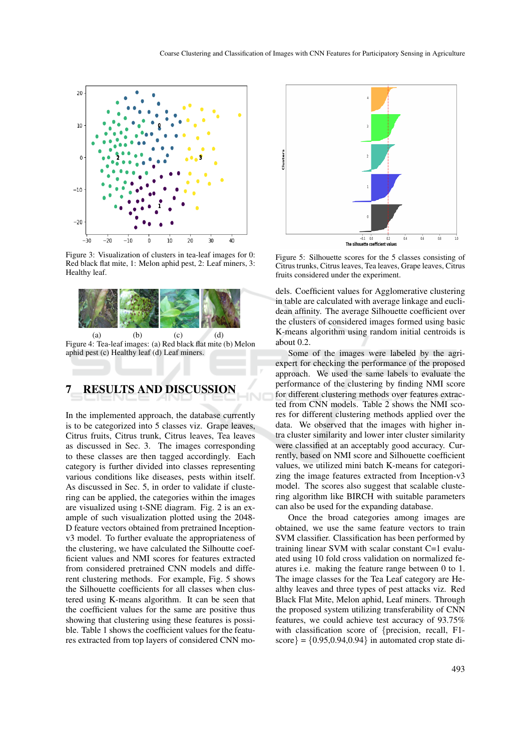Figure 3: Visualization of clusters in tea-leaf images for 0: Red black flat mite, 1: Melon aphid pest, 2: Leaf miners, 3: Healthy leaf.

(a) (b) (c) (d)

Figure 4: Tea-leaf images: (a) Red black flat mite (b) Melon aphid pest (c) Healthy leaf (d) Leaf miners.

## 7 RESULTS AND DISCUSSION

In the implemented approach, the database currently is to be categorized into 5 classes viz. Grape leaves, Citrus fruits, Citrus trunk, Citrus leaves, Tea leaves as discussed in Sec. 3. The images corresponding to these classes are then tagged accordingly. Each category is further divided into classes representing various conditions like diseases, pests within itself. As discussed in Sec. 5, in order to validate if clustering can be applied, the categories within the images are visualized using t-SNE diagram. Fig. 2 is an example of such visualization plotted using the 2048-D feature vectors obtained from pretrained Inception-v3 model. To further evaluate the appropriateness of the clustering, we have calculated the Silhouette coefficient values and NMI scores for features extracted from considered pretrained CNN models and different clustering methods. For example, Fig. 5 shows the Silhouette coefficients for all classes when clustered using K-means algorithm. It can be seen that the coefficient values for the same are positive thus showing that clustering using these features is possible. Table 1 shows the coefficient values for the features extracted from top layers of considered CNN models. Coefficient values for Agglomerative clustering in table are calculated with average linkage and euclidean affinity. The average Silhouette coefficient over the clusters of considered images formed using basic K-means algorithm using random initial centroids is about 0.2.

Figure 5: Silhouette scores for the 5 classes consisting of Citrus trunks, Citrus leaves, Tea leaves, Grape leaves, Citrus fruits considered under the experiment.

Some of the images were labeled by the agri-expert for checking the performance of the proposed approach. We used the same labels to evaluate the performance of the clustering by finding NMI score for different clustering methods over features extracted from CNN models. Table 2 shows the NMI scores for different clustering methods applied over the data. We observed that the images with higher intra cluster similarity and lower inter cluster similarity were classified at an acceptably good accuracy. Currently, based on NMI score and Silhouette coefficient values, we utilized mini batch K-means for categorizing the image features extracted from Inception-v3 model. The scores also suggest that scalable clustering algorithm like BIRCH with suitable parameters can also be used for the expanding database.

Once the broad categories among images are obtained, we use the same feature vectors to train SVM classifier. Classification has been performed by training linear SVM with scalar constant C=1 evaluated using 10 fold cross validation on normalized features i.e. making the feature range between 0 to 1. The image classes for the Tea Leaf category are Healthy leaves and three types of pest attacks viz. Red Black Flat Mite, Melon aphid, Leaf miners. Through the proposed system utilizing transferability of CNN features, we could achieve test accuracy of 93.75% with classification score of {precision, recall, F1-score} = {0.95,0.94,0.94} in automated crop state di-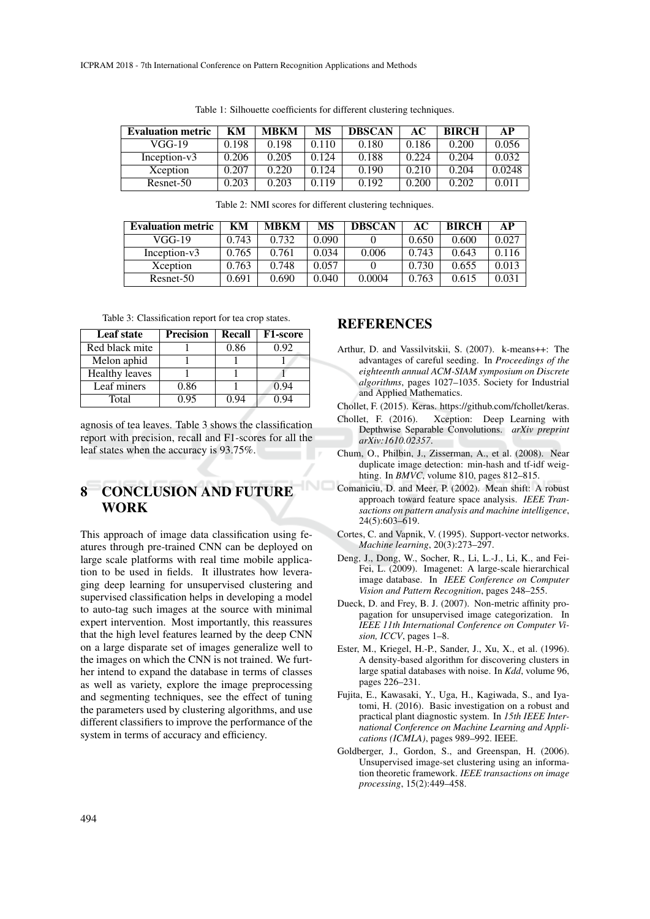Table 1: Silhouette coefficients for different clustering techniques.

| Evaluation metric | KM | MBKM | MS | DBSCAN | AC | BIRCH | AP |
|---|---|---|---|---|---|---|---|
| VGG-19 | 0.198 | 0.198 | 0.110 | 0.180 | 0.186 | 0.200 | 0.056 |
| Inception-v3 | 0.206 | 0.205 | 0.124 | 0.188 | 0.224 | 0.204 | 0.032 |
| Xception | 0.207 | 0.220 | 0.124 | 0.190 | 0.210 | 0.204 | 0.0248 |
| Resnet-50 | 0.203 | 0.203 | 0.119 | 0.192 | 0.200 | 0.202 | 0.011 |

Table 2: NMI scores for different clustering techniques.

| Evaluation metric | KM | MBKM | MS | DBSCAN | AC | BIRCH | AP |
|---|---|---|---|---|---|---|---|
| VGG-19 | 0.743 | 0.732 | 0.090 | 0 | 0.650 | 0.600 | 0.027 |
| Inception-v3 | 0.765 | 0.761 | 0.034 | 0.006 | 0.743 | 0.643 | 0.116 |
| Xception | 0.763 | 0.748 | 0.057 | 0 | 0.730 | 0.655 | 0.013 |
| Resnet-50 | 0.691 | 0.690 | 0.040 | 0.0004 | 0.763 | 0.615 | 0.031 |

Table 3: Classification report for tea crop states.

| Leaf state | Precision | Recall | F1-score |
|---|---|---|---|
| Red black mite | 1 | 0.86 | 0.92 |
| Melon aphid | 1 | 1 | 1 |
| Healthy leaves | 1 | 1 | 1 |
| Leaf miners | 0.86 | 1 | 0.94 |
| Total | 0.95 | 0.94 | 0.94 |

agnosis of tea leaves. Table 3 shows the classification report with precision, recall and F1-scores for all the leaf states when the accuracy is 93.75%.

## 8 CONCLUSION AND FUTURE WORK

This approach of image data classification using features through pre-trained CNN can be deployed on large scale platforms with real time mobile application to be used in fields. It illustrates how leveraging deep learning for unsupervised clustering and supervised classification helps in developing a model to auto-tag such images at the source with minimal expert intervention. Most importantly, this reassures that the high level features learned by the deep CNN on a large disparate set of images generalize well to the images on which the CNN is not trained. We further intend to expand the database in terms of classes as well as variety, explore the image preprocessing and segmenting techniques, see the effect of tuning the parameters used by clustering algorithms, and use different classifiers to improve the performance of the system in terms of accuracy and efficiency.

## REFERENCES

Arthur, D. and Vassilvitskii, S. (2007). k-means++: The advantages of careful seeding. In *Proceedings of the eighteenth annual ACM-SIAM symposium on Discrete algorithms*, pages 1027–1035. Society for Industrial and Applied Mathematics.

Chollet, F. (2015). Keras. https://github.com/fchollet/keras.

Chollet, F. (2016). Xception: Deep Learning with Depthwise Separable Convolutions. *arXiv preprint arXiv:1610.02357*.

Chum, O., Philbin, J., Zisserman, A., et al. (2008). Near duplicate image detection: min-hash and tf-idf weighting. In *BMVC*, volume 810, pages 812–815.

Comaniciu, D. and Meer, P. (2002). Mean shift: A robust approach toward feature space analysis. *IEEE Transactions on pattern analysis and machine intelligence*, 24(5):603–619.

Cortes, C. and Vapnik, V. (1995). Support-vector networks. *Machine learning*, 20(3):273–297.

Deng, J., Dong, W., Socher, R., Li, L.-J., Li, K., and Fei-Fei, L. (2009). Imagenet: A large-scale hierarchical image database. In *IEEE Conference on Computer Vision and Pattern Recognition*, pages 248–255.

Dueck, D. and Frey, B. J. (2007). Non-metric affinity propagation for unsupervised image categorization. In *IEEE 11th International Conference on Computer Vision, ICCV*, pages 1–8.

Ester, M., Kriegel, H.-P., Sander, J., Xu, X., et al. (1996). A density-based algorithm for discovering clusters in large spatial databases with noise. In *Kdd*, volume 96, pages 226–231.

Fujita, E., Kawasaki, Y., Uga, H., Kagiwada, S., and Iyatomi, H. (2016). Basic investigation on a robust and practical plant diagnostic system. In *15th IEEE International Conference on Machine Learning and Applications (ICMLA)*, pages 989–992. IEEE.

Goldberger, J., Gordon, S., and Greenspan, H. (2006). Unsupervised image-set clustering using an information theoretic framework. *IEEE transactions on image processing*, 15(2):449–458.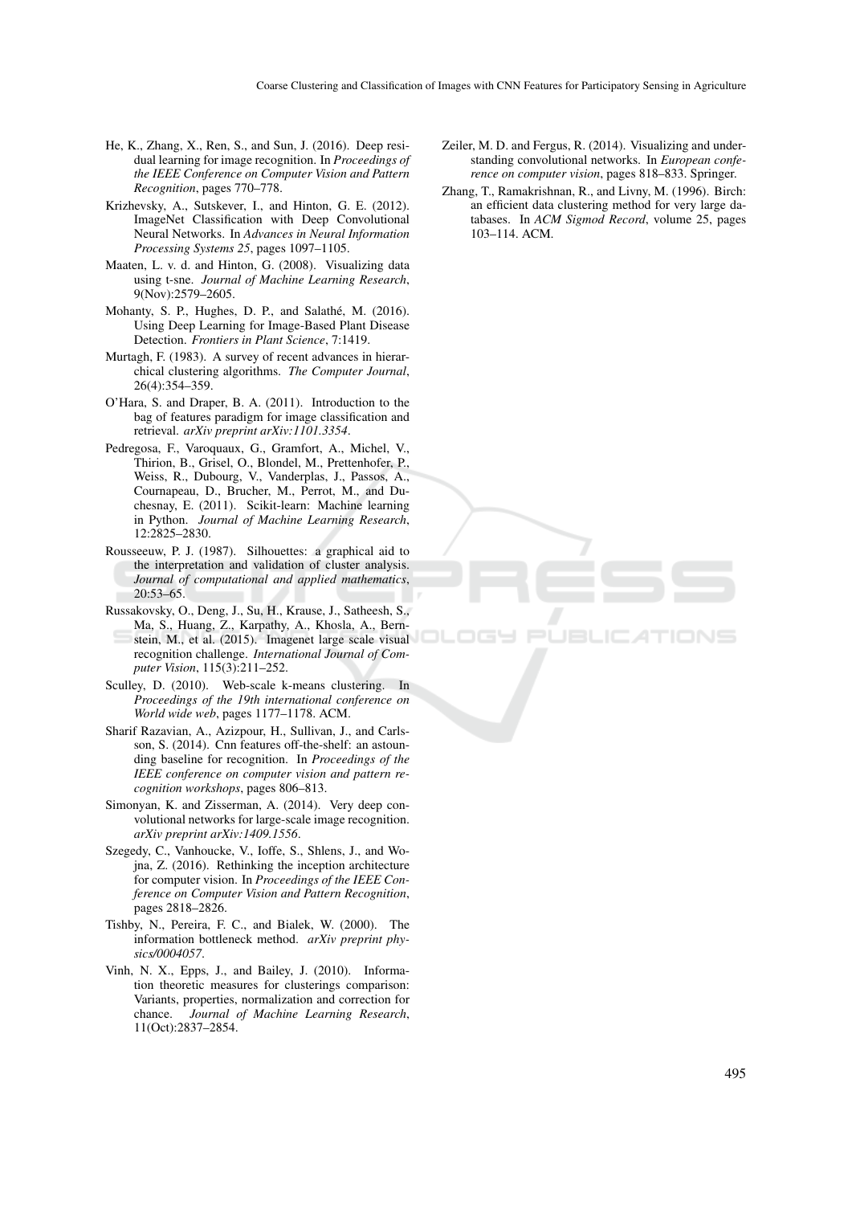He, K., Zhang, X., Ren, S., and Sun, J. (2016). Deep residual learning for image recognition. In *Proceedings of the IEEE Conference on Computer Vision and Pattern Recognition*, pages 770–778.

Krizhevsky, A., Sutskever, I., and Hinton, G. E. (2012). ImageNet Classification with Deep Convolutional Neural Networks. In *Advances in Neural Information Processing Systems 25*, pages 1097–1105.

Maaten, L. v. d. and Hinton, G. (2008). Visualizing data using t-sne. *Journal of Machine Learning Research*, 9(Nov):2579–2605.

Mohanty, S. P., Hughes, D. P., and Salathé, M. (2016). Using Deep Learning for Image-Based Plant Disease Detection. *Frontiers in Plant Science*, 7:1419.

Murtagh, F. (1983). A survey of recent advances in hierarchical clustering algorithms. *The Computer Journal*, 26(4):354–359.

O'Hara, S. and Draper, B. A. (2011). Introduction to the bag of features paradigm for image classification and retrieval. *arXiv preprint arXiv:1101.3354*.

Pedregosa, F., Varoquaux, G., Gramfort, A., Michel, V., Thirion, B., Grisel, O., Blondel, M., Prettenhofer, P., Weiss, R., Dubourg, V., Vanderplas, J., Passos, A., Cournapeau, D., Brucher, M., Perrot, M., and Duchesnay, E. (2011). Scikit-learn: Machine learning in Python. *Journal of Machine Learning Research*, 12:2825–2830.

Rousseeuw, P. J. (1987). Silhouettes: a graphical aid to the interpretation and validation of cluster analysis. *Journal of computational and applied mathematics*, 20:53–65.

Russakovsky, O., Deng, J., Su, H., Krause, J., Satheesh, S., Ma, S., Huang, Z., Karpathy, A., Khosla, A., Bernstein, M., et al. (2015). Imagenet large scale visual recognition challenge. *International Journal of Computer Vision*, 115(3):211–252.

Sculley, D. (2010). Web-scale k-means clustering. In *Proceedings of the 19th international conference on World wide web*, pages 1177–1178. ACM.

Sharif Razavian, A., Azizpour, H., Sullivan, J., and Carlsson, S. (2014). Cnn features off-the-shelf: an astounding baseline for recognition. In *Proceedings of the IEEE conference on computer vision and pattern recognition workshops*, pages 806–813.

Simonyan, K. and Zisserman, A. (2014). Very deep convolutional networks for large-scale image recognition. *arXiv preprint arXiv:1409.1556*.

Szegedy, C., Vanhoucke, V., Ioffe, S., Shlens, J., and Wojna, Z. (2016). Rethinking the inception architecture for computer vision. In *Proceedings of the IEEE Conference on Computer Vision and Pattern Recognition*, pages 2818–2826.

Tishby, N., Pereira, F. C., and Bialek, W. (2000). The information bottleneck method. *arXiv preprint physics/0004057*.

Vinh, N. X., Epps, J., and Bailey, J. (2010). Information theoretic measures for clusterings comparison: Variants, properties, normalization and correction for chance. *Journal of Machine Learning Research*, 11(Oct):2837–2854.

Zeiler, M. D. and Fergus, R. (2014). Visualizing and understanding convolutional networks. In *European conference on computer vision*, pages 818–833. Springer.

Zhang, T., Ramakrishnan, R., and Livny, M. (1996). Birch: an efficient data clustering method for very large databases. In *ACM Sigmod Record*, volume 25, pages 103–114. ACM.